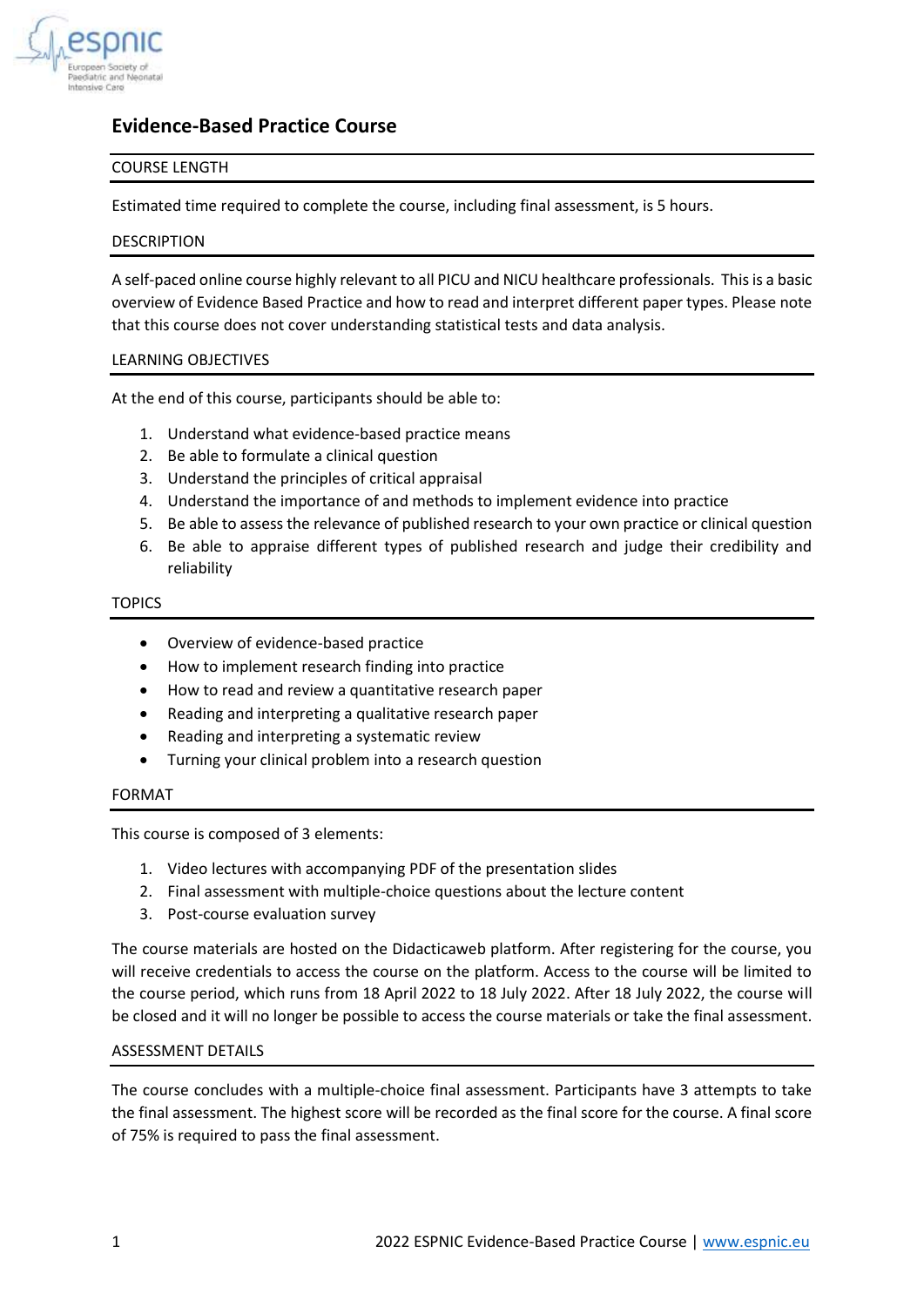# Evidence-Based Practice Course

## COURSE LENGTH

Estimated time required to complete the course, including final assessment, is 5 hours.

## DESCRIPTION

A self-paced online course highly relevant to all PICU and NICU healthcare professionals. This is a basic overview of Evidence Based Practice and how to read and interpret different paper types. Please note that this course does not cover understanding statistical tests and data analysis.

## LEARNING OBJECTIVES

At the end of this course, participants should be able to:

1. Understand what evidence-based practice means
2. Be able to formulate a clinical question
3. Understand the principles of critical appraisal
4. Understand the importance of and methods to implement evidence into practice
5. Be able to assess the relevance of published research to your own practice or clinical question
6. Be able to appraise different types of published research and judge their credibility and reliability

## TOPICS

- Overview of evidence-based practice
- How to implement research finding into practice
- How to read and review a quantitative research paper
- Reading and interpreting a qualitative research paper
- Reading and interpreting a systematic review
- Turning your clinical problem into a research question

## FORMAT

This course is composed of 3 elements:

1. Video lectures with accompanying PDF of the presentation slides
2. Final assessment with multiple-choice questions about the lecture content
3. Post-course evaluation survey

The course materials are hosted on the Didacticaweb platform. After registering for the course, you will receive credentials to access the course on the platform. Access to the course will be limited to the course period, which runs from 18 April 2022 to 18 July 2022. After 18 July 2022, the course will be closed and it will no longer be possible to access the course materials or take the final assessment.

## ASSESSMENT DETAILS

The course concludes with a multiple-choice final assessment. Participants have 3 attempts to take the final assessment. The highest score will be recorded as the final score for the course. A final score of 75% is required to pass the final assessment.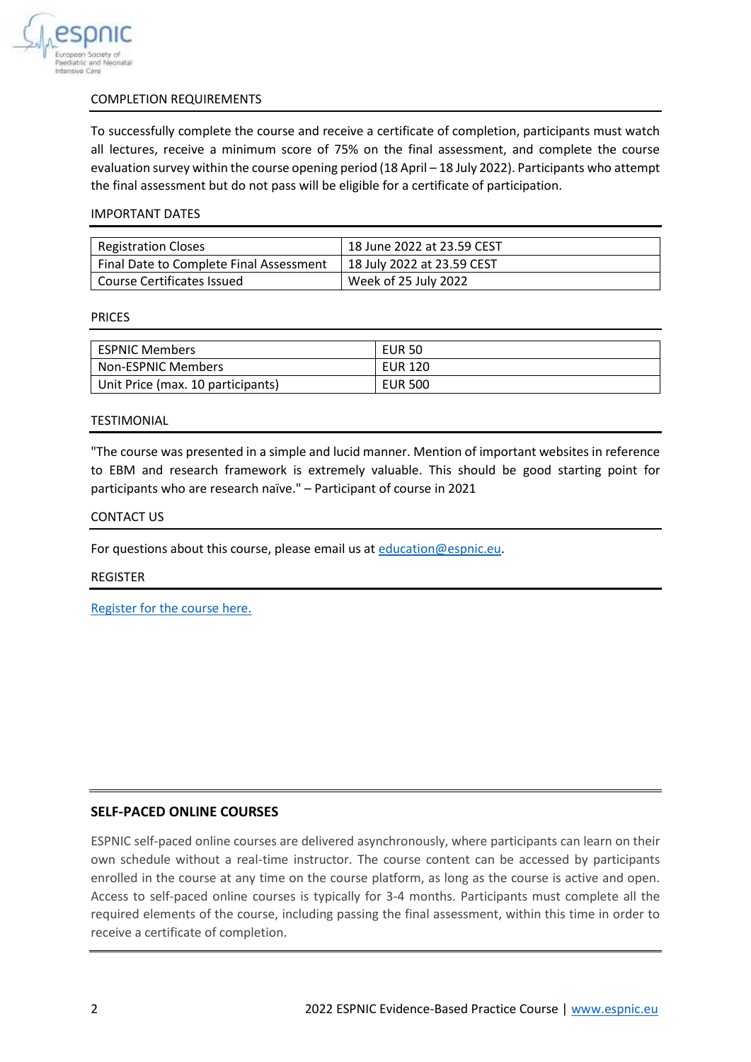## COMPLETION REQUIREMENTS

To successfully complete the course and receive a certificate of completion, participants must watch all lectures, receive a minimum score of 75% on the final assessment, and complete the course evaluation survey within the course opening period (18 April – 18 July 2022). Participants who attempt the final assessment but do not pass will be eligible for a certificate of participation.

## IMPORTANT DATES

| | |
|---|---|
| Registration Closes | 18 June 2022 at 23.59 CEST |
| Final Date to Complete Final Assessment | 18 July 2022 at 23.59 CEST |
| Course Certificates Issued | Week of 25 July 2022 |

## PRICES

| | |
|---|---|
| ESPNIC Members | EUR 50 |
| Non-ESPNIC Members | EUR 120 |
| Unit Price (max. 10 participants) | EUR 500 |

## TESTIMONIAL

"The course was presented in a simple and lucid manner. Mention of important websites in reference to EBM and research framework is extremely valuable. This should be good starting point for participants who are research naïve." – Participant of course in 2021

## CONTACT US

For questions about this course, please email us at education@espnic.eu.

## REGISTER

Register for the course here.

## SELF-PACED ONLINE COURSES

ESPNIC self-paced online courses are delivered asynchronously, where participants can learn on their own schedule without a real-time instructor. The course content can be accessed by participants enrolled in the course at any time on the course platform, as long as the course is active and open. Access to self-paced online courses is typically for 3-4 months. Participants must complete all the required elements of the course, including passing the final assessment, within this time in order to receive a certificate of completion.